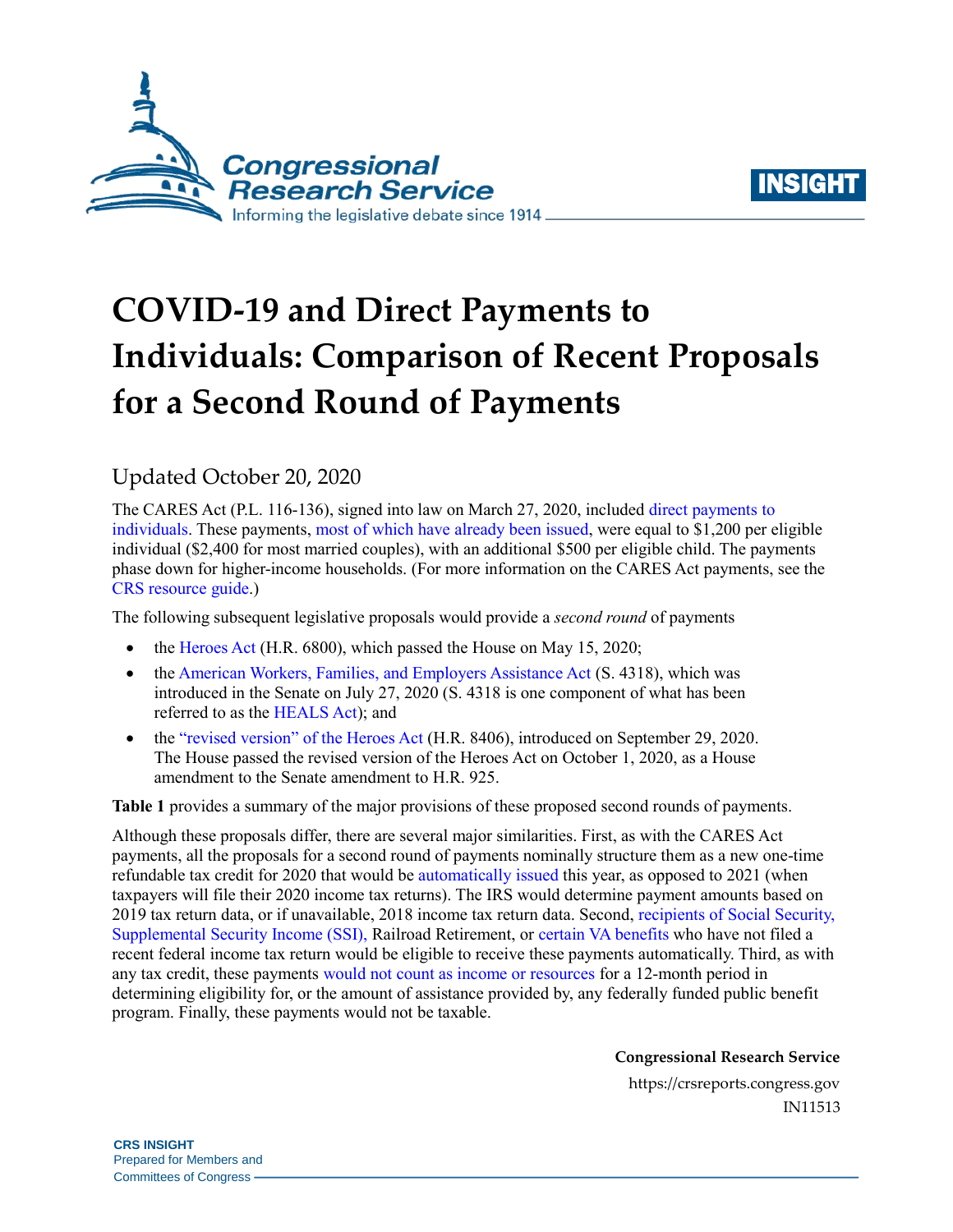# COVID-19 and Direct Payments to Individuals: Comparison of Recent Proposals for a Second Round of Payments

Updated October 20, 2020

The CARES Act (P.L. 116-136), signed into law on March 27, 2020, included direct payments to individuals. These payments, most of which have already been issued, were equal to $1,200 per eligible individual ($2,400 for most married couples), with an additional $500 per eligible child. The payments phase down for higher-income households. (For more information on the CARES Act payments, see the CRS resource guide.)

The following subsequent legislative proposals would provide a *second round* of payments

- the Heroes Act (H.R. 6800), which passed the House on May 15, 2020;
- the American Workers, Families, and Employers Assistance Act (S. 4318), which was introduced in the Senate on July 27, 2020 (S. 4318 is one component of what has been referred to as the HEALS Act); and
- the "revised version" of the Heroes Act (H.R. 8406), introduced on September 29, 2020. The House passed the revised version of the Heroes Act on October 1, 2020, as a House amendment to the Senate amendment to H.R. 925.

**Table 1** provides a summary of the major provisions of these proposed second rounds of payments.

Although these proposals differ, there are several major similarities. First, as with the CARES Act payments, all the proposals for a second round of payments nominally structure them as a new one-time refundable tax credit for 2020 that would be automatically issued this year, as opposed to 2021 (when taxpayers will file their 2020 income tax returns). The IRS would determine payment amounts based on 2019 tax return data, or if unavailable, 2018 income tax return data. Second, recipients of Social Security, Supplemental Security Income (SSI), Railroad Retirement, or certain VA benefits who have not filed a recent federal income tax return would be eligible to receive these payments automatically. Third, as with any tax credit, these payments would not count as income or resources for a 12-month period in determining eligibility for, or the amount of assistance provided by, any federally funded public benefit program. Finally, these payments would not be taxable.

**Congressional Research Service**
https://crsreports.congress.gov
IN11513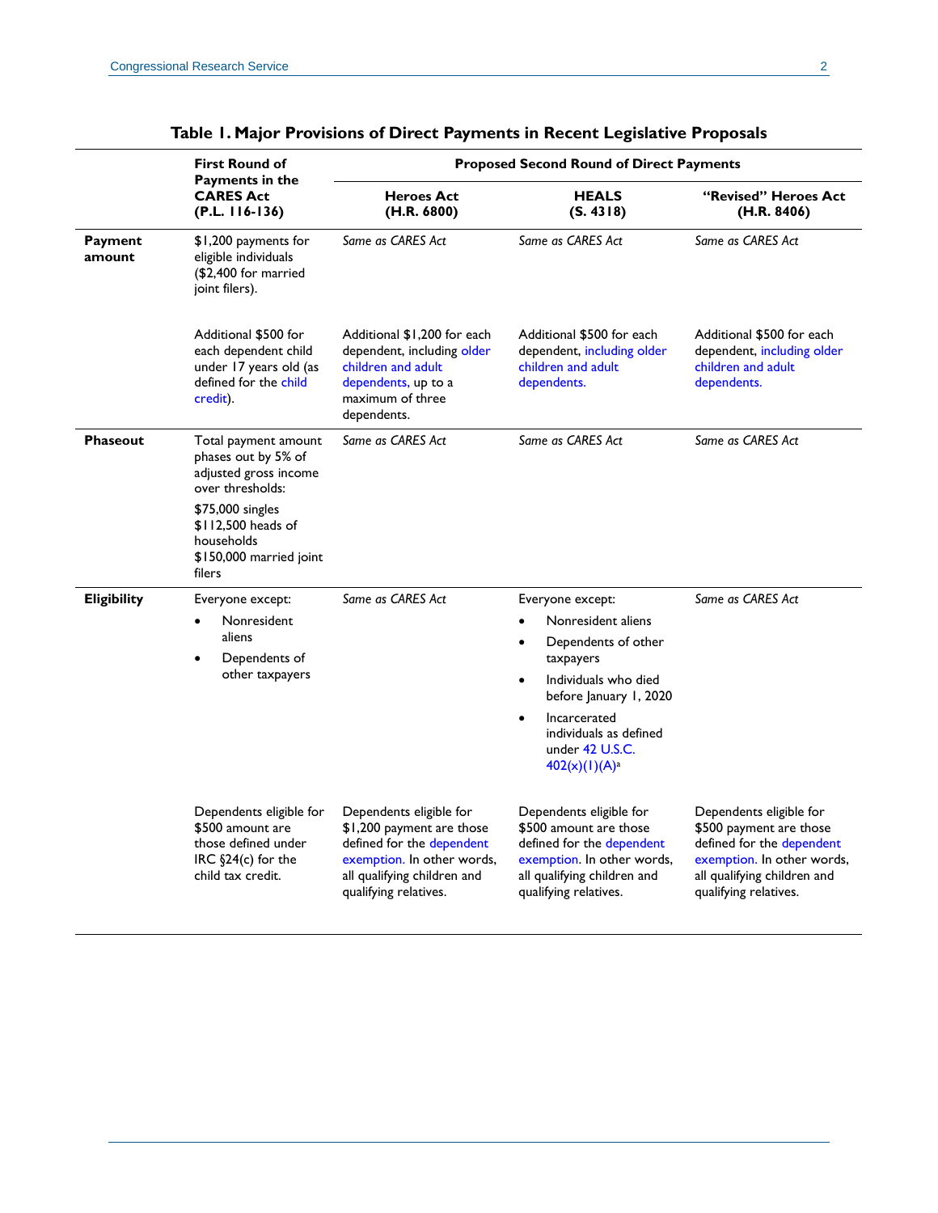**Table 1. Major Provisions of Direct Payments in Recent Legislative Proposals**

| | First Round of Payments in the CARES Act (P.L. 116-136) | Proposed Second Round of Direct Payments | | |
|---|---|---|---|---|
| | | Heroes Act (H.R. 6800) | HEALS (S. 4318) | "Revised" Heroes Act (H.R. 8406) |
| **Payment amount** | $1,200 payments for eligible individuals ($2,400 for married joint filers). | *Same as CARES Act* | *Same as CARES Act* | *Same as CARES Act* |
| | Additional $500 for each dependent child under 17 years old (as defined for the child credit). | Additional $1,200 for each dependent, including older children and adult dependents, up to a maximum of three dependents. | Additional $500 for each dependent, including older children and adult dependents. | Additional $500 for each dependent, including older children and adult dependents. |
| **Phaseout** | Total payment amount phases out by 5% of adjusted gross income over thresholds: $75,000 singles; $112,500 heads of households; $150,000 married joint filers | *Same as CARES Act* | *Same as CARES Act* | *Same as CARES Act* |
| **Eligibility** | Everyone except: • Nonresident aliens • Dependents of other taxpayers | *Same as CARES Act* | Everyone except: • Nonresident aliens • Dependents of other taxpayers • Individuals who died before January 1, 2020 • Incarcerated individuals as defined under 42 U.S.C. 402(x)(1)(A)[a] | *Same as CARES Act* |
| | Dependents eligible for $500 amount are those defined under IRC §24(c) for the child tax credit. | Dependents eligible for $1,200 payment are those defined for the dependent exemption. In other words, all qualifying children and qualifying relatives. | Dependents eligible for $500 amount are those defined for the dependent exemption. In other words, all qualifying children and qualifying relatives. | Dependents eligible for $500 payment are those defined for the dependent exemption. In other words, all qualifying children and qualifying relatives. |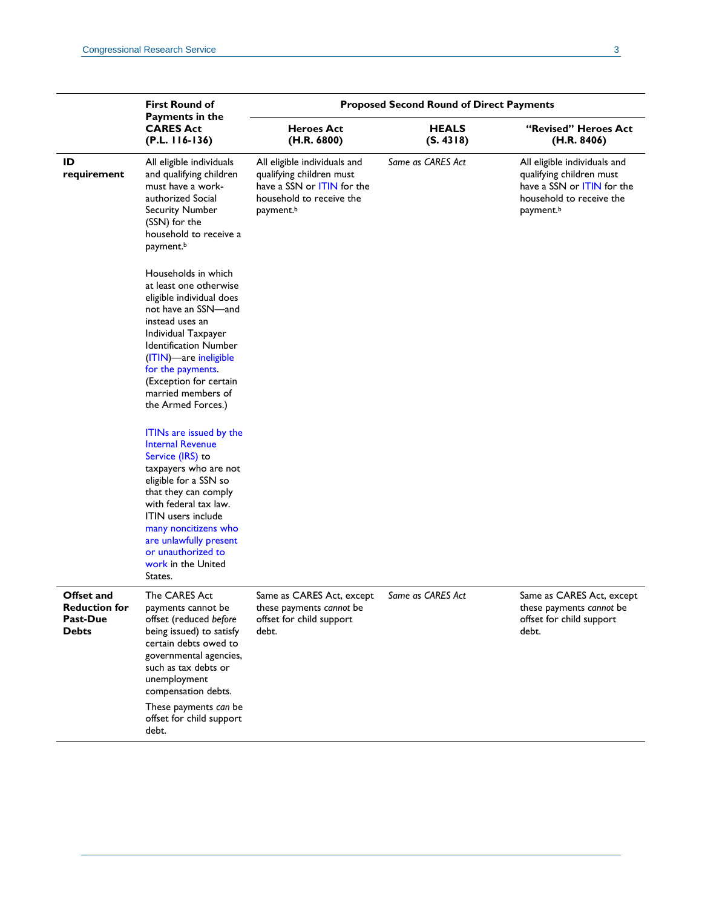| | First Round of Payments in the CARES Act (P.L. 116-136) | Proposed Second Round of Direct Payments | | |
|---|---|---|---|---|
| | | Heroes Act (H.R. 6800) | HEALS (S. 4318) | "Revised" Heroes Act (H.R. 8406) |
| **ID requirement** | All eligible individuals and qualifying children must have a work-authorized Social Security Number (SSN) for the household to receive a payment.[b]<br><br>Households in which at least one otherwise eligible individual does not have an SSN—and instead uses an Individual Taxpayer Identification Number (ITIN)—are ineligible for the payments. (Exception for certain married members of the Armed Forces.)<br><br>ITINs are issued by the Internal Revenue Service (IRS) to taxpayers who are not eligible for a SSN so that they can comply with federal tax law. ITIN users include many noncitizens who are unlawfully present or unauthorized to work in the United States. | All eligible individuals and qualifying children must have a SSN or ITIN for the household to receive the payment.[b] | *Same as CARES Act* | All eligible individuals and qualifying children must have a SSN or ITIN for the household to receive the payment.[b] |
| **Offset and Reduction for Past-Due Debts** | The CARES Act payments cannot be offset (reduced *before* being issued) to satisfy certain debts owed to governmental agencies, such as tax debts or unemployment compensation debts.<br><br>These payments *can* be offset for child support debt. | Same as CARES Act, except these payments *cannot* be offset for child support debt. | *Same as CARES Act* | Same as CARES Act, except these payments *cannot* be offset for child support debt. |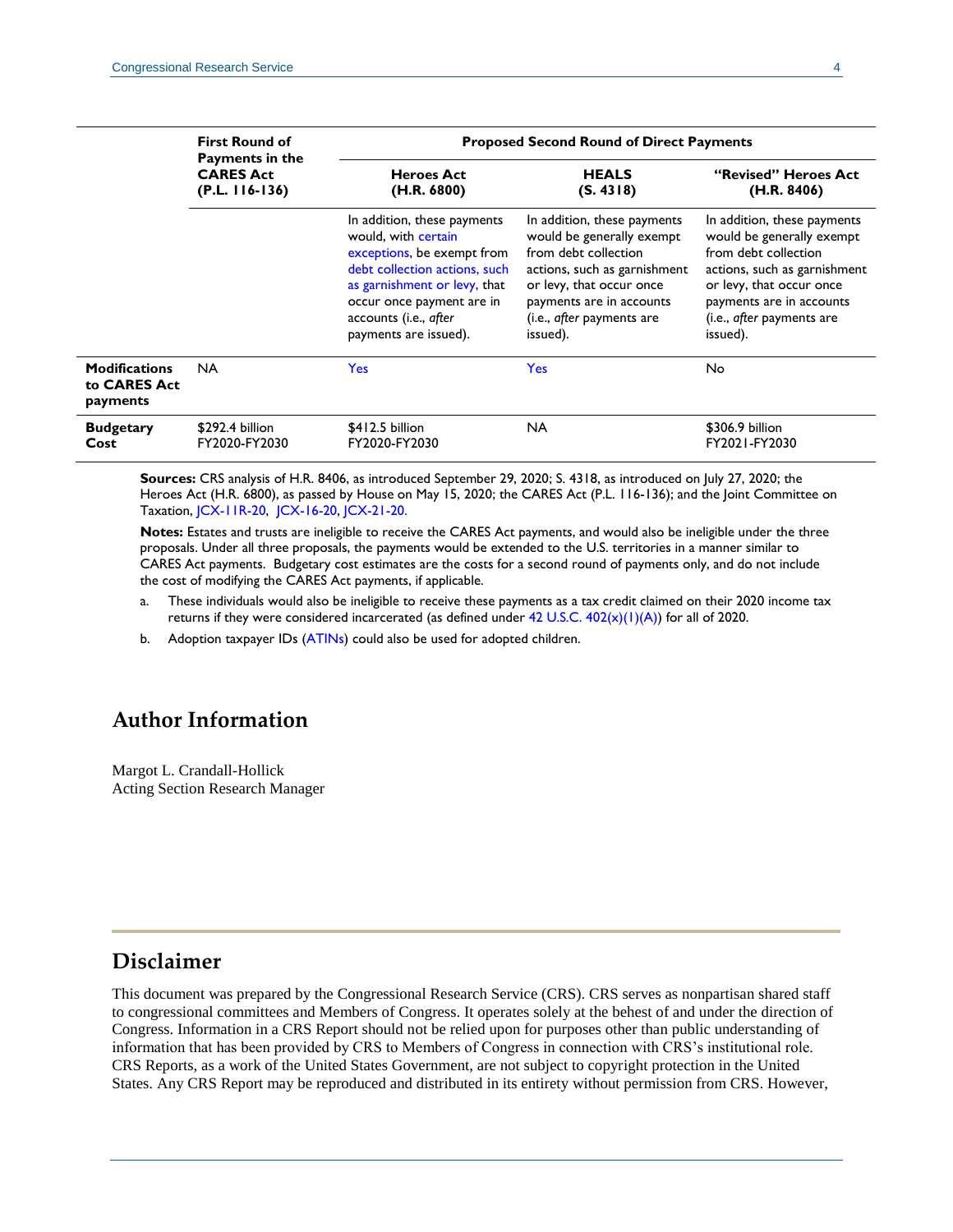| | First Round of Payments in the CARES Act (P.L. 116-136) | Proposed Second Round of Direct Payments | | |
|---|---|---|---|---|
| | | Heroes Act (H.R. 6800) | HEALS (S. 4318) | "Revised" Heroes Act (H.R. 8406) |
| | | In addition, these payments would, with certain exceptions, be exempt from debt collection actions, such as garnishment or levy, that occur once payment are in accounts (i.e., *after* payments are issued). | In addition, these payments would be generally exempt from debt collection actions, such as garnishment or levy, that occur once payments are in accounts (i.e., *after* payments are issued). | In addition, these payments would be generally exempt from debt collection actions, such as garnishment or levy, that occur once payments are in accounts (i.e., *after* payments are issued). |
| **Modifications to CARES Act payments** | NA | Yes | Yes | No |
| **Budgetary Cost** | $292.4 billion FY2020-FY2030 | $412.5 billion FY2020-FY2030 | NA | $306.9 billion FY2021-FY2030 |

**Sources:** CRS analysis of H.R. 8406, as introduced September 29, 2020; S. 4318, as introduced on July 27, 2020; the Heroes Act (H.R. 6800), as passed by House on May 15, 2020; the CARES Act (P.L. 116-136); and the Joint Committee on Taxation, JCX-11R-20, JCX-16-20, JCX-21-20.

**Notes:** Estates and trusts are ineligible to receive the CARES Act payments, and would also be ineligible under the three proposals. Under all three proposals, the payments would be extended to the U.S. territories in a manner similar to CARES Act payments. Budgetary cost estimates are the costs for a second round of payments only, and do not include the cost of modifying the CARES Act payments, if applicable.

a. These individuals would also be ineligible to receive these payments as a tax credit claimed on their 2020 income tax returns if they were considered incarcerated (as defined under 42 U.S.C. 402(x)(1)(A)) for all of 2020.

b. Adoption taxpayer IDs (ATINs) could also be used for adopted children.

## Author Information

Margot L. Crandall-Hollick
Acting Section Research Manager

## Disclaimer

This document was prepared by the Congressional Research Service (CRS). CRS serves as nonpartisan shared staff to congressional committees and Members of Congress. It operates solely at the behest of and under the direction of Congress. Information in a CRS Report should not be relied upon for purposes other than public understanding of information that has been provided by CRS to Members of Congress in connection with CRS's institutional role. CRS Reports, as a work of the United States Government, are not subject to copyright protection in the United States. Any CRS Report may be reproduced and distributed in its entirety without permission from CRS. However,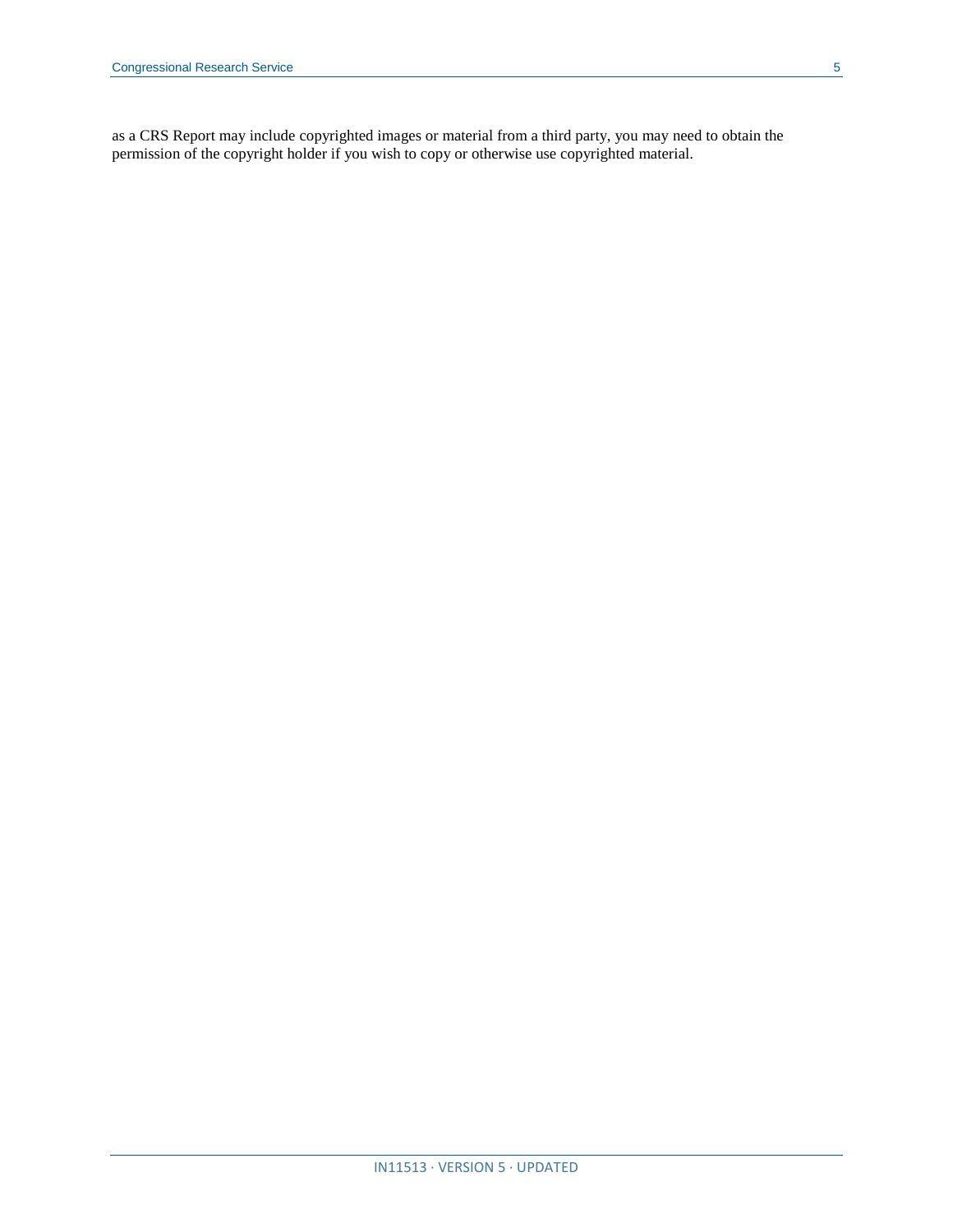as a CRS Report may include copyrighted images or material from a third party, you may need to obtain the permission of the copyright holder if you wish to copy or otherwise use copyrighted material.